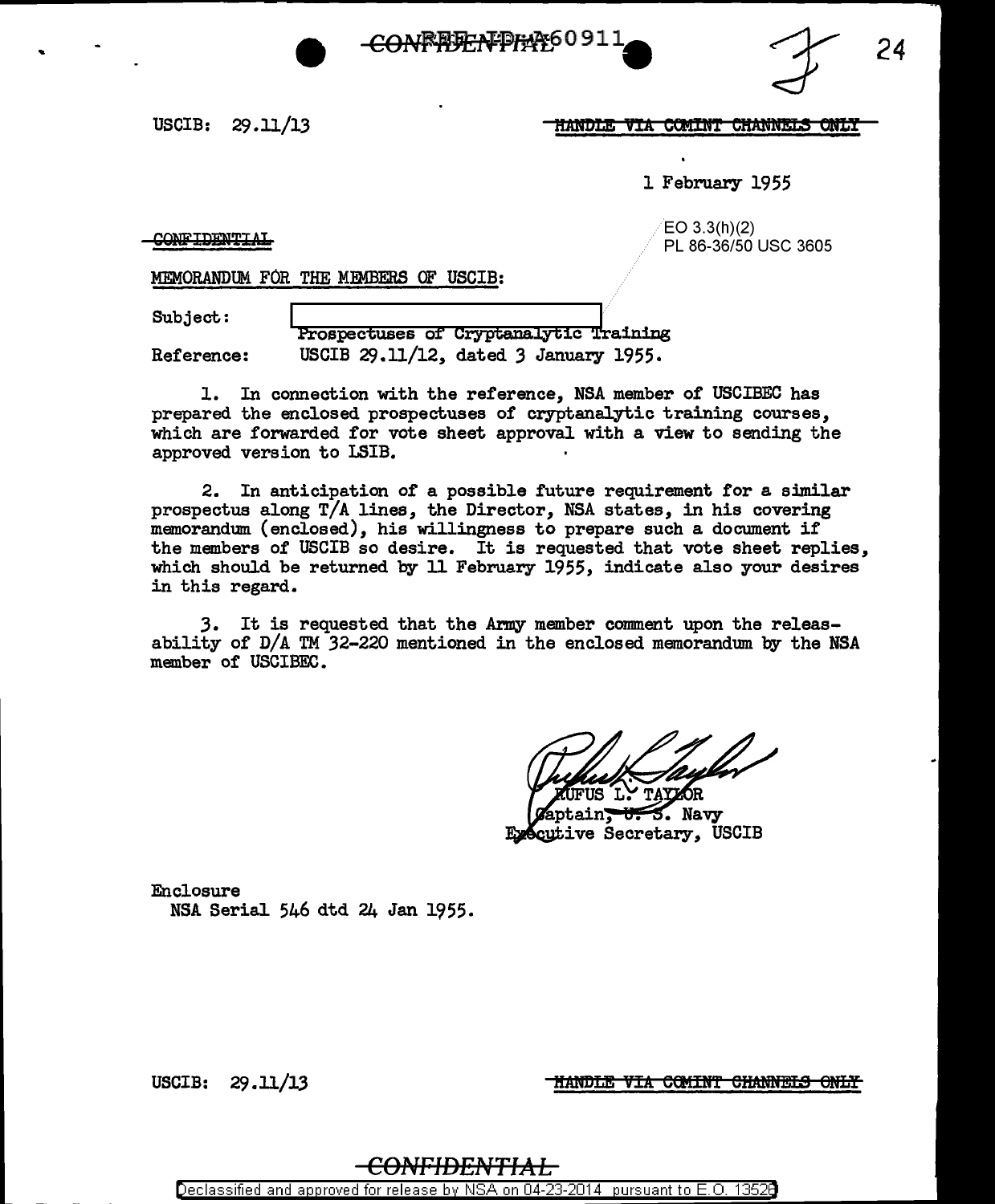USCIB: 29.11/13

~~HANDLE VIA COMINT CHANNELS ONLY~~

1 February 1955

~~CONFIDENTIAL~~

EO 3.3(h)(2)
PL 86-36/50 USC 3605

MEMORANDUM FOR THE MEMBERS OF USCIB:

Subject: [redacted] Prospectuses of Cryptanalytic Training

Reference: USCIB 29.11/12, dated 3 January 1955.

1. In connection with the reference, NSA member of USCIBEC has prepared the enclosed prospectuses of cryptanalytic training courses, which are forwarded for vote sheet approval with a view to sending the approved version to LSIB.

2. In anticipation of a possible future requirement for a similar prospectus along T/A lines, the Director, NSA states, in his covering memorandum (enclosed), his willingness to prepare such a document if the members of USCIB so desire. It is requested that vote sheet replies, which should be returned by 11 February 1955, indicate also your desires in this regard.

3. It is requested that the Army member comment upon the releasability of D/A TM 32-220 mentioned in the enclosed memorandum by the NSA member of USCIBEC.

RUFUS L. TAYLOR
Captain, U. S. Navy
Executive Secretary, USCIB

Enclosure
NSA Serial 546 dtd 24 Jan 1955.

USCIB: 29.11/13

~~HANDLE VIA COMINT CHANNELS ONLY~~

~~CONFIDENTIAL~~

Declassified and approved for release by NSA on 04-23-2014 pursuant to E.O. 13526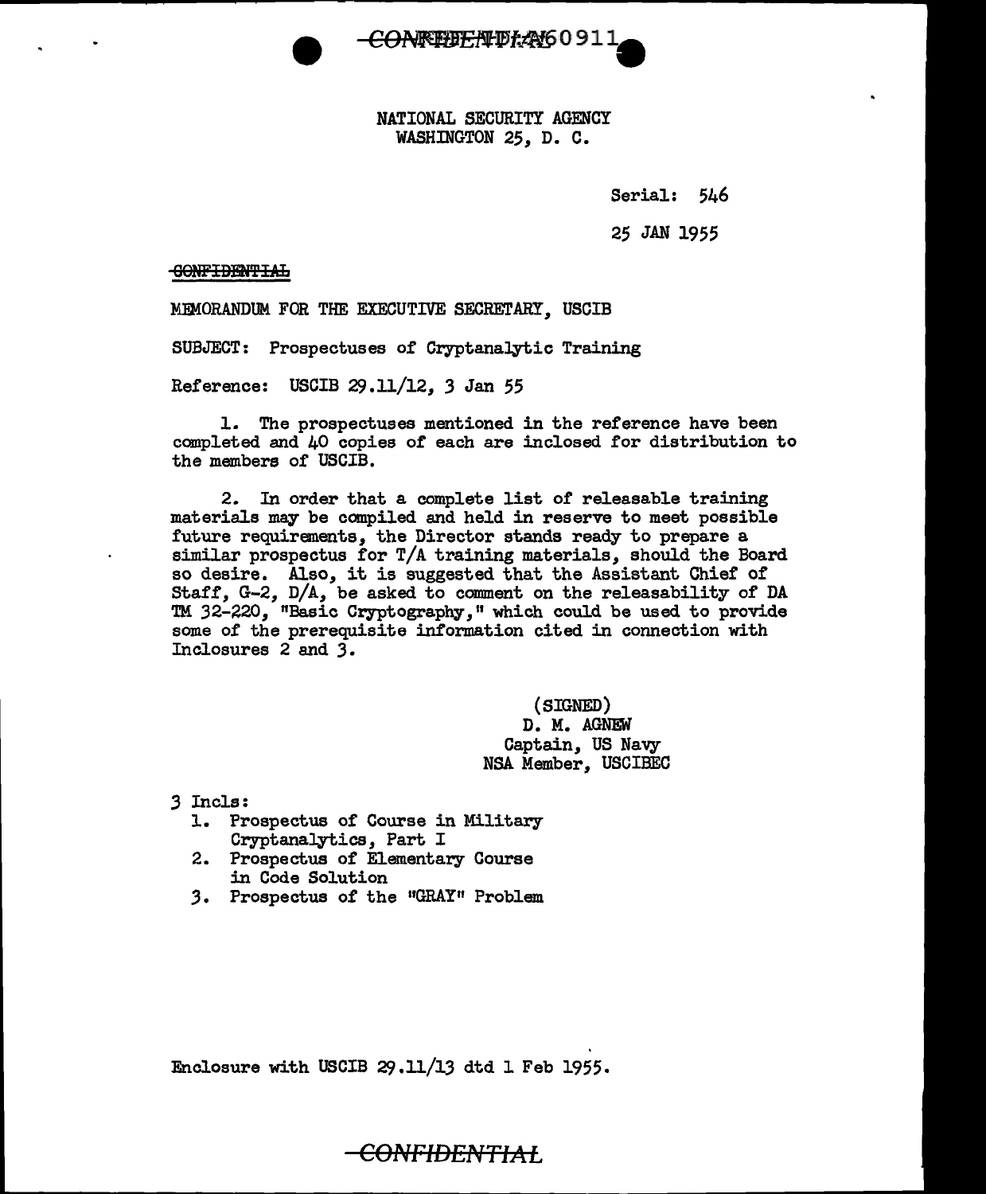NATIONAL SECURITY AGENCY
WASHINGTON 25, D. C.

Serial: 546

25 JAN 1955

~~CONFIDENTIAL~~

MEMORANDUM FOR THE EXECUTIVE SECRETARY, USCIB

SUBJECT: Prospectuses of Cryptanalytic Training

Reference: USCIB 29.11/12, 3 Jan 55

1. The prospectuses mentioned in the reference have been completed and 40 copies of each are inclosed for distribution to the members of USCIB.

2. In order that a complete list of releasable training materials may be compiled and held in reserve to meet possible future requirements, the Director stands ready to prepare a similar prospectus for T/A training materials, should the Board so desire. Also, it is suggested that the Assistant Chief of Staff, G-2, D/A, be asked to comment on the releasability of DA TM 32-220, "Basic Cryptography," which could be used to provide some of the prerequisite information cited in connection with Inclosures 2 and 3.

(SIGNED)
D. M. AGNEW
Captain, US Navy
NSA Member, USCIBEC

3 Incls:
1. Prospectus of Course in Military Cryptanalytics, Part I
2. Prospectus of Elementary Course in Code Solution
3. Prospectus of the "GRAY" Problem

Enclosure with USCIB 29.11/13 dtd 1 Feb 1955.

~~CONFIDENTIAL~~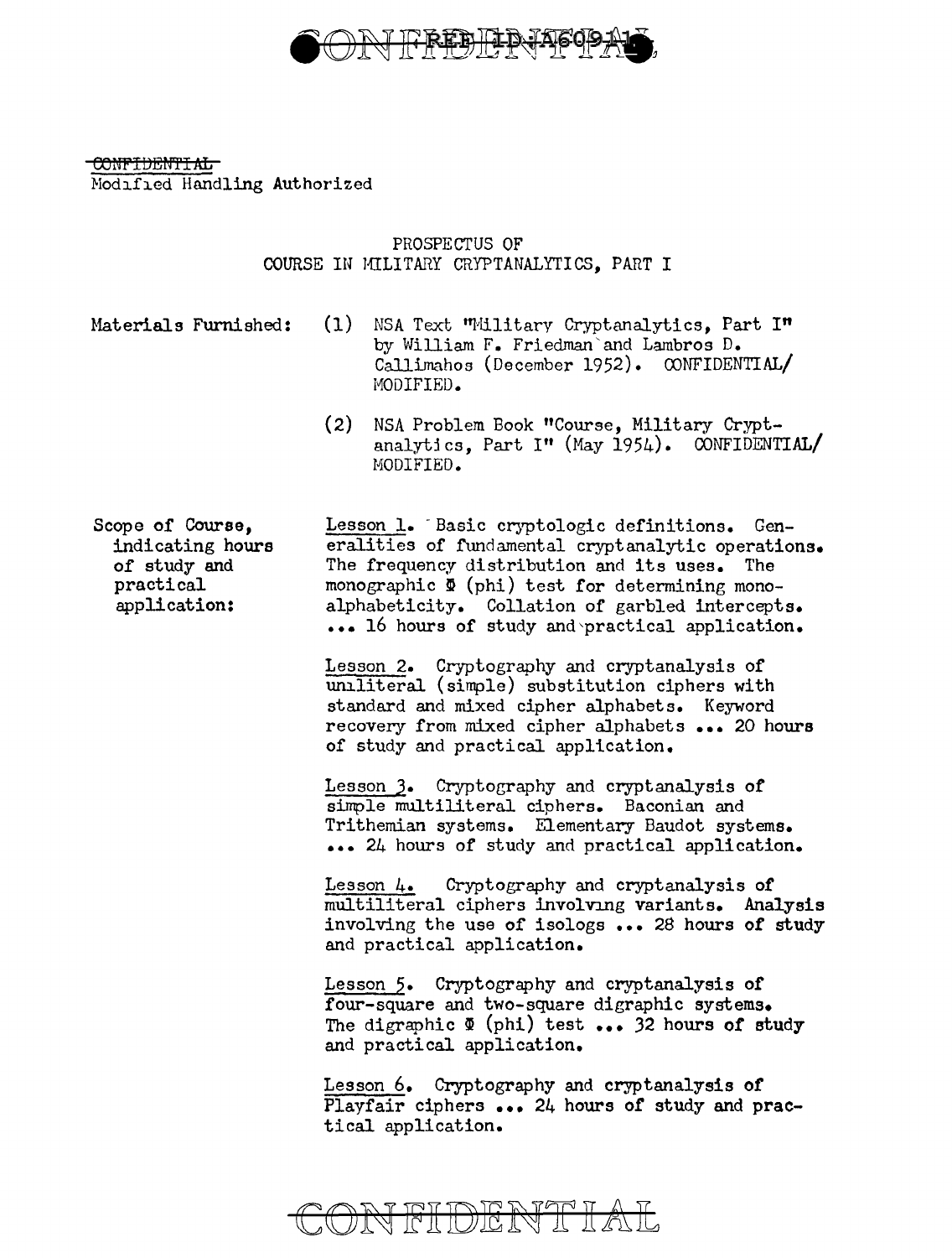~~CONFIDENTIAL~~
Modified Handling Authorized

PROSPECTUS OF
COURSE IN MILITARY CRYPTANALYTICS, PART I

Materials Furnished:

(1) NSA Text "Military Cryptanalytics, Part I" by William F. Friedman and Lambros D. Callimahos (December 1952). CONFIDENTIAL/MODIFIED.

(2) NSA Problem Book "Course, Military Cryptanalytics, Part I" (May 1954). CONFIDENTIAL/MODIFIED.

Scope of Course, indicating hours of study and practical application:

Lesson 1. Basic cryptologic definitions. Generalities of fundamental cryptanalytic operations. The frequency distribution and its uses. The monographic Φ (phi) test for determining monoalphabeticity. Collation of garbled intercepts. ... 16 hours of study and practical application.

Lesson 2. Cryptography and cryptanalysis of uniliteral (simple) substitution ciphers with standard and mixed cipher alphabets. Keyword recovery from mixed cipher alphabets ... 20 hours of study and practical application.

Lesson 3. Cryptography and cryptanalysis of simple multiliteral ciphers. Baconian and Trithemian systems. Elementary Baudot systems. ... 24 hours of study and practical application.

Lesson 4. Cryptography and cryptanalysis of multiliteral ciphers involving variants. Analysis involving the use of isologs ... 28 hours of study and practical application.

Lesson 5. Cryptography and cryptanalysis of four-square and two-square digraphic systems. The digraphic Φ (phi) test ... 32 hours of study and practical application.

Lesson 6. Cryptography and cryptanalysis of Playfair ciphers ... 24 hours of study and practical application.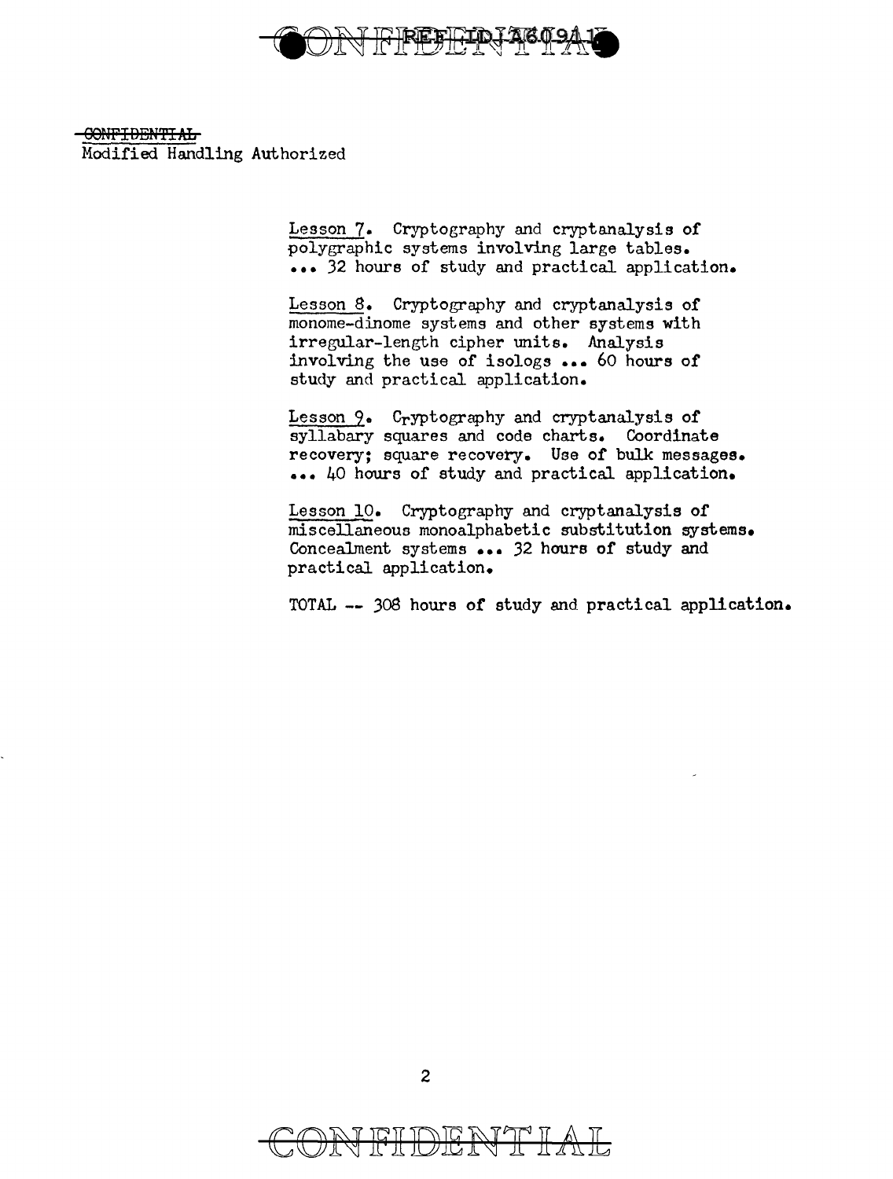~~CONFIDENTIAL~~
Modified Handling Authorized

Lesson 7. Cryptography and cryptanalysis of polygraphic systems involving large tables. ... 32 hours of study and practical application.

Lesson 8. Cryptography and cryptanalysis of monome-dinome systems and other systems with irregular-length cipher units. Analysis involving the use of isologs ... 60 hours of study and practical application.

Lesson 9. Cryptography and cryptanalysis of syllabary squares and code charts. Coordinate recovery; square recovery. Use of bulk messages. ... 40 hours of study and practical application.

Lesson 10. Cryptography and cryptanalysis of miscellaneous monoalphabetic substitution systems. Concealment systems ... 32 hours of study and practical application.

TOTAL -- 308 hours of study and practical application.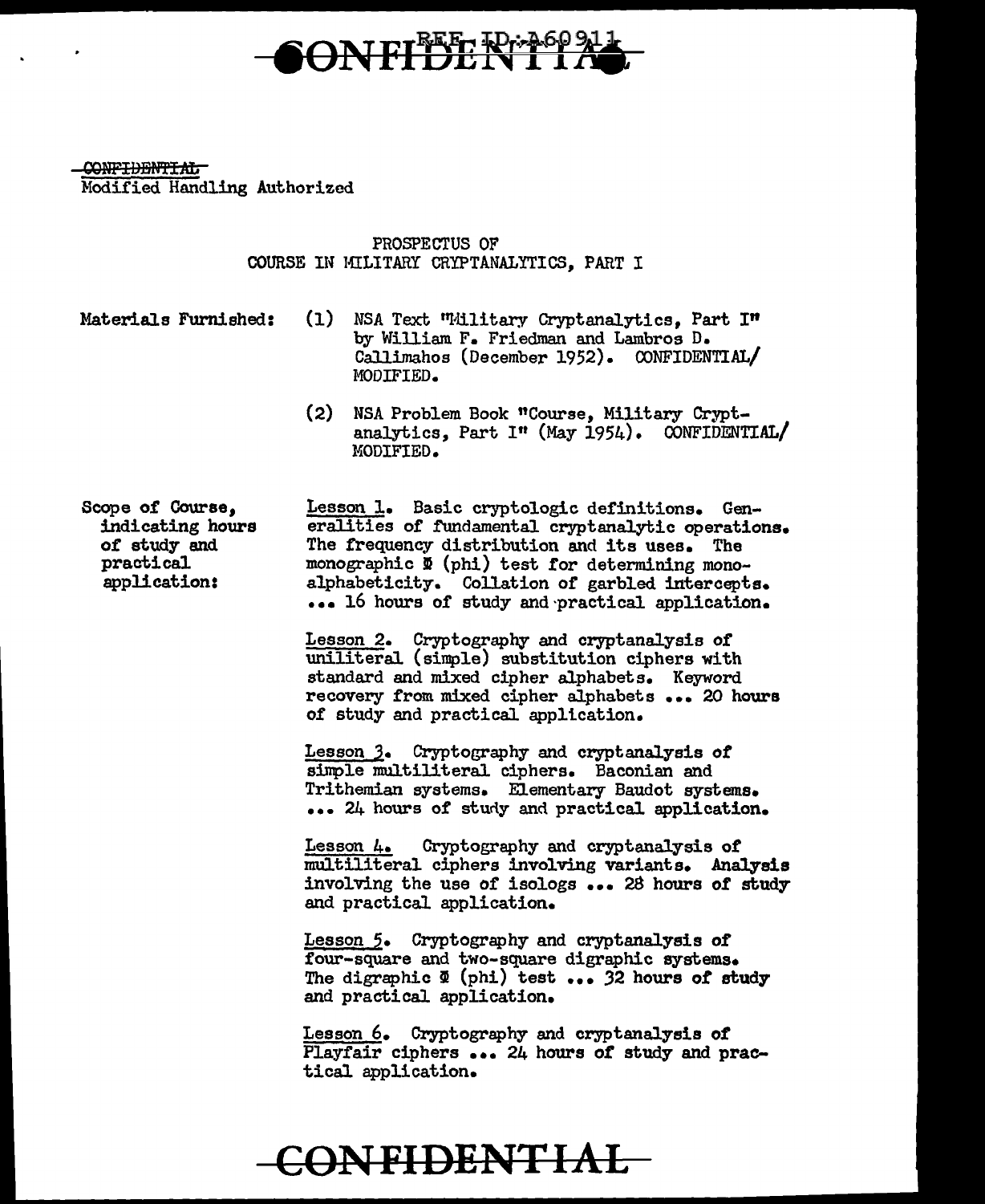~~CONFIDENTIAL~~
Modified Handling Authorized

PROSPECTUS OF
COURSE IN MILITARY CRYPTANALYTICS, PART I

Materials Furnished:

(1) NSA Text "Military Cryptanalytics, Part I" by William F. Friedman and Lambros D. Callimahos (December 1952). CONFIDENTIAL/MODIFIED.

(2) NSA Problem Book "Course, Military Cryptanalytics, Part I" (May 1954). CONFIDENTIAL/MODIFIED.

Scope of Course, indicating hours of study and practical application:

<u>Lesson 1</u>. Basic cryptologic definitions. Generalities of fundamental cryptanalytic operations. The frequency distribution and its uses. The monographic Φ (phi) test for determining monoalphabeticity. Collation of garbled intercepts. ... 16 hours of study and practical application.

<u>Lesson 2</u>. Cryptography and cryptanalysis of uniliteral (simple) substitution ciphers with standard and mixed cipher alphabets. Keyword recovery from mixed cipher alphabets ... 20 hours of study and practical application.

<u>Lesson 3</u>. Cryptography and cryptanalysis of simple multiliteral ciphers. Baconian and Trithemian systems. Elementary Baudot systems. ... 24 hours of study and practical application.

<u>Lesson 4</u>. Cryptography and cryptanalysis of multiliteral ciphers involving variants. Analysis involving the use of isologs ... 28 hours of study and practical application.

<u>Lesson 5</u>. Cryptography and cryptanalysis of four-square and two-square digraphic systems. The digraphic Φ (phi) test ... 32 hours of study and practical application.

<u>Lesson 6</u>. Cryptography and cryptanalysis of Playfair ciphers ... 24 hours of study and practical application.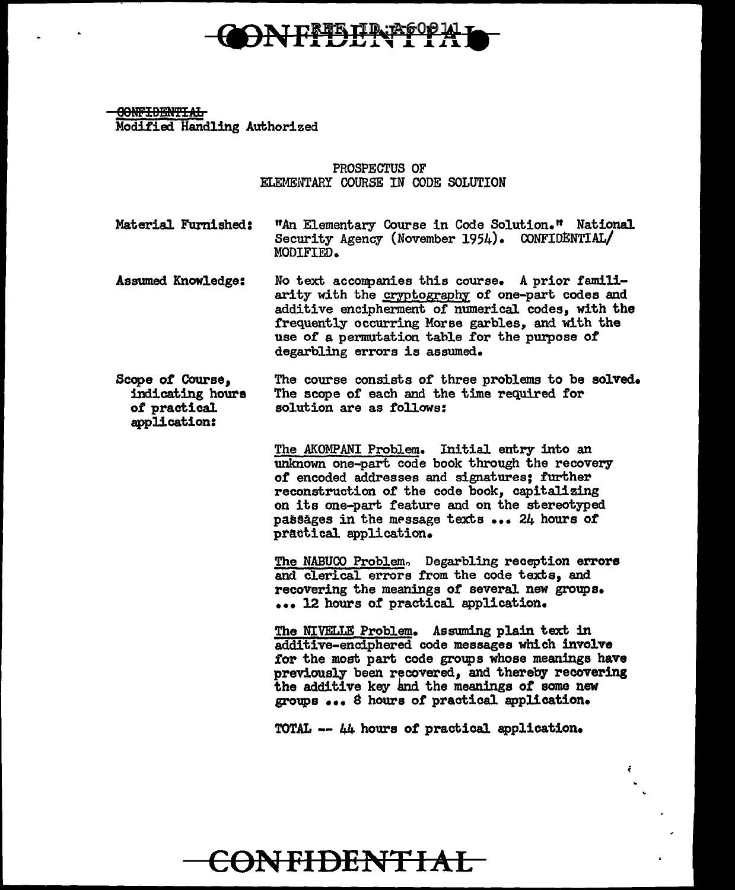~~CONFIDENTIAL~~
Modified Handling Authorized

PROSPECTUS OF
ELEMENTARY COURSE IN CODE SOLUTION

Material Furnished: "An Elementary Course in Code Solution." National Security Agency (November 1954). CONFIDENTIAL/MODIFIED.

Assumed Knowledge: No text accompanies this course. A prior familiarity with the cryptography of one-part codes and additive encipherment of numerical codes, with the frequently occurring Morse garbles, and with the use of a permutation table for the purpose of degarbling errors is assumed.

Scope of Course, indicating hours of practical application: The course consists of three problems to be solved. The scope of each and the time required for solution are as follows:

The AKOMPANI Problem. Initial entry into an unknown one-part code book through the recovery of encoded addresses and signatures; further reconstruction of the code book, capitalizing on its one-part feature and on the stereotyped passages in the message texts ... 24 hours of practical application.

The NABUCO Problem. Degarbling reception errors and clerical errors from the code texts, and recovering the meanings of several new groups. ... 12 hours of practical application.

The NIVELLE Problem. Assuming plain text in additive-enciphered code messages which involve for the most part code groups whose meanings have previously been recovered, and thereby recovering the additive key and the meanings of some new groups ... 8 hours of practical application.

TOTAL -- 44 hours of practical application.

CONFIDENTIAL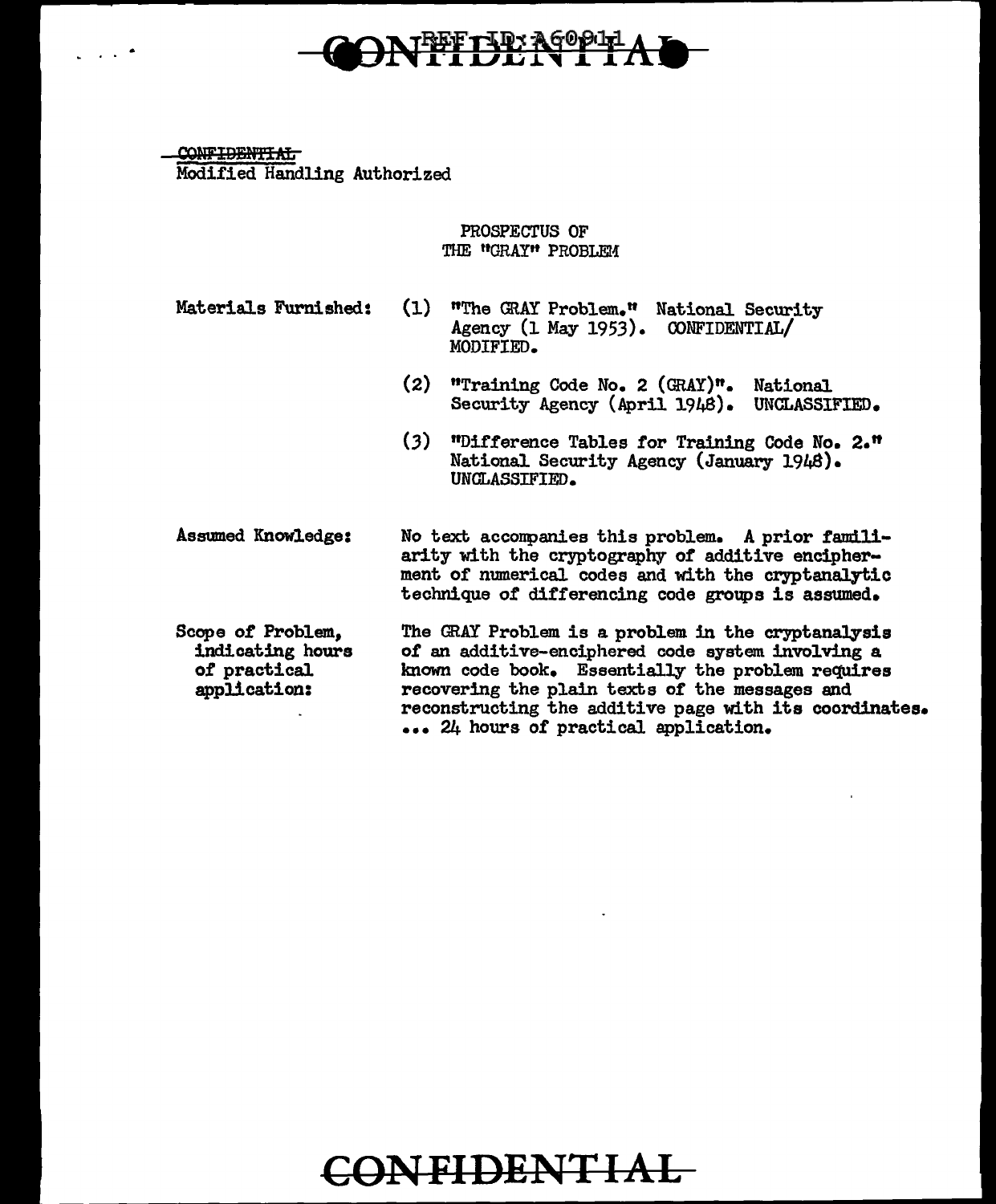CONFIDENTIAL
Modified Handling Authorized

PROSPECTUS OF
THE "GRAY" PROBLEM

Materials Furnished:

(1) "The GRAY Problem." National Security Agency (1 May 1953). CONFIDENTIAL/ MODIFIED.

(2) "Training Code No. 2 (GRAY)". National Security Agency (April 1948). UNCLASSIFIED.

(3) "Difference Tables for Training Code No. 2." National Security Agency (January 1948). UNCLASSIFIED.

Assumed Knowledge: No text accompanies this problem. A prior familiarity with the cryptography of additive encipherment of numerical codes and with the cryptanalytic technique of differencing code groups is assumed.

Scope of Problem, indicating hours of practical application: The GRAY Problem is a problem in the cryptanalysis of an additive-enciphered code system involving a known code book. Essentially the problem requires recovering the plain texts of the messages and reconstructing the additive page with its coordinates. ... 24 hours of practical application.

CONFIDENTIAL